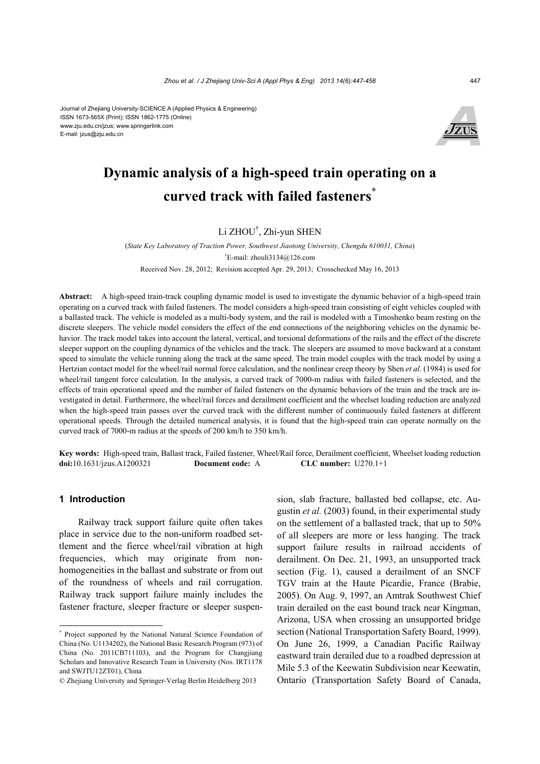Journal of Zhejiang University-SCIENCE A (Applied Physics & Engineering)
ISSN 1673-565X (Print); ISSN 1862-1775 (Online)
www.zju.edu.cn/jzus; www.springerlink.com
E-mail: jzus@zju.edu.cn

# Dynamic analysis of a high-speed train operating on a curved track with failed fasteners*

Li ZHOU†, Zhi-yun SHEN

(*State Key Laboratory of Traction Power, Southwest Jiaotong University, Chengdu 610031, China*)

†E-mail: zhouli3134@126.com

Received Nov. 28, 2012; Revision accepted Apr. 29, 2013; Crosschecked May 16, 2013

**Abstract:** A high-speed train-track coupling dynamic model is used to investigate the dynamic behavior of a high-speed train operating on a curved track with failed fasteners. The model considers a high-speed train consisting of eight vehicles coupled with a ballasted track. The vehicle is modeled as a multi-body system, and the rail is modeled with a Timoshenko beam resting on the discrete sleepers. The vehicle model considers the effect of the end connections of the neighboring vehicles on the dynamic behavior. The track model takes into account the lateral, vertical, and torsional deformations of the rails and the effect of the discrete sleeper support on the coupling dynamics of the vehicles and the track. The sleepers are assumed to move backward at a constant speed to simulate the vehicle running along the track at the same speed. The train model couples with the track model by using a Hertzian contact model for the wheel/rail normal force calculation, and the nonlinear creep theory by Shen *et al.* (1984) is used for wheel/rail tangent force calculation. In the analysis, a curved track of 7000-m radius with failed fasteners is selected, and the effects of train operational speed and the number of failed fasteners on the dynamic behaviors of the train and the track are investigated in detail. Furthermore, the wheel/rail forces and derailment coefficient and the wheelset loading reduction are analyzed when the high-speed train passes over the curved track with the different number of continuously failed fasteners at different operational speeds. Through the detailed numerical analysis, it is found that the high-speed train can operate normally on the curved track of 7000-m radius at the speeds of 200 km/h to 350 km/h.

**Key words:** High-speed train, Ballast track, Failed fastener, Wheel/Rail force, Derailment coefficient, Wheelset loading reduction
**doi:**10.1631/jzus.A1200321 **Document code:** A **CLC number:** U270.1+1

## 1 Introduction

Railway track support failure quite often takes place in service due to the non-uniform roadbed settlement and the fierce wheel/rail vibration at high frequencies, which may originate from non-homogeneities in the ballast and substrate or from out of the roundness of wheels and rail corrugation. Railway track support failure mainly includes the fastener fracture, sleeper fracture or sleeper suspension, slab fracture, ballasted bed collapse, etc. Augustin *et al.* (2003) found, in their experimental study on the settlement of a ballasted track, that up to 50% of all sleepers are more or less hanging. The track support failure results in railroad accidents of derailment. On Dec. 21, 1993, an unsupported track section (Fig. 1), caused a derailment of an SNCF TGV train at the Haute Picardie, France (Brabie, 2005). On Aug. 9, 1997, an Amtrak Southwest Chief train derailed on the east bound track near Kingman, Arizona, USA when crossing an unsupported bridge section (National Transportation Safety Board, 1999). On June 26, 1999, a Canadian Pacific Railway eastward train derailed due to a roadbed depression at Mile 5.3 of the Keewatin Subdivision near Keewatin, Ontario (Transportation Safety Board of Canada,

---

* Project supported by the National Natural Science Foundation of China (No. U1134202), the National Basic Research Program (973) of China (No. 2011CB711103), and the Program for Changjiang Scholars and Innovative Research Team in University (Nos. IRT1178 and SWJTU12ZT01), China

© Zhejiang University and Springer-Verlag Berlin Heidelberg 2013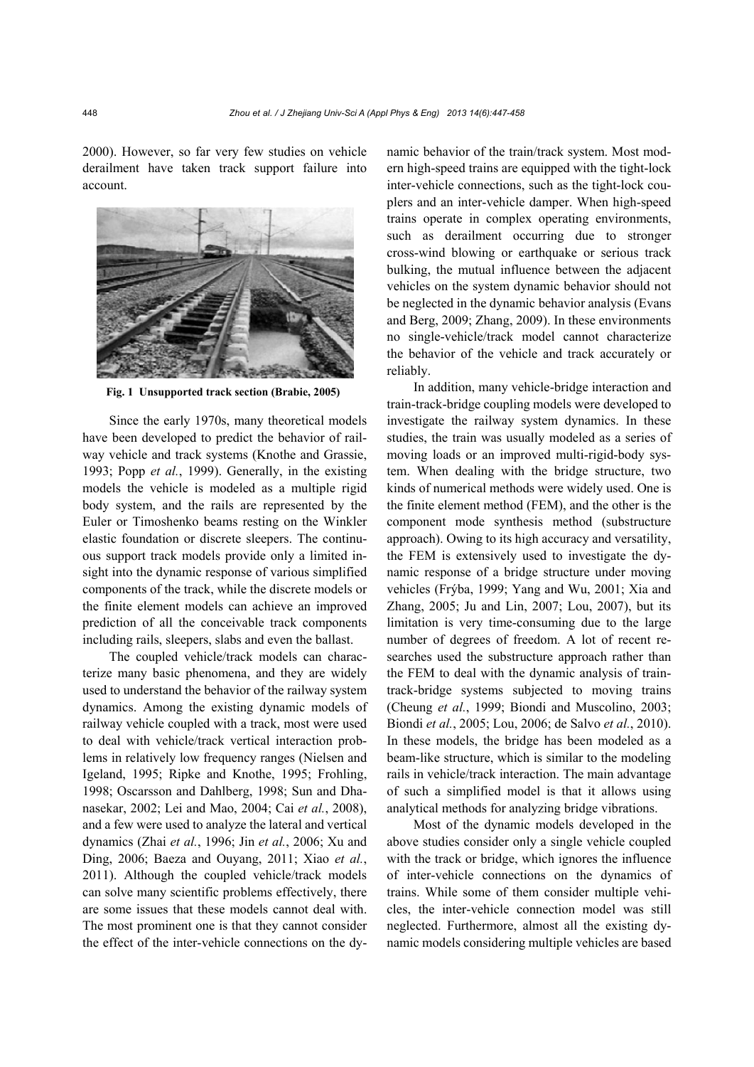2000). However, so far very few studies on vehicle derailment have taken track support failure into account.

**Fig. 1 Unsupported track section (Brabie, 2005)**

Since the early 1970s, many theoretical models have been developed to predict the behavior of railway vehicle and track systems (Knothe and Grassie, 1993; Popp *et al.*, 1999). Generally, in the existing models the vehicle is modeled as a multiple rigid body system, and the rails are represented by the Euler or Timoshenko beams resting on the Winkler elastic foundation or discrete sleepers. The continuous support track models provide only a limited insight into the dynamic response of various simplified components of the track, while the discrete models or the finite element models can achieve an improved prediction of all the conceivable track components including rails, sleepers, slabs and even the ballast.

The coupled vehicle/track models can characterize many basic phenomena, and they are widely used to understand the behavior of the railway system dynamics. Among the existing dynamic models of railway vehicle coupled with a track, most were used to deal with vehicle/track vertical interaction problems in relatively low frequency ranges (Nielsen and Igeland, 1995; Ripke and Knothe, 1995; Frohling, 1998; Oscarsson and Dahlberg, 1998; Sun and Dhanasekar, 2002; Lei and Mao, 2004; Cai *et al.*, 2008), and a few were used to analyze the lateral and vertical dynamics (Zhai *et al.*, 1996; Jin *et al.*, 2006; Xu and Ding, 2006; Baeza and Ouyang, 2011; Xiao *et al.*, 2011). Although the coupled vehicle/track models can solve many scientific problems effectively, there are some issues that these models cannot deal with. The most prominent one is that they cannot consider the effect of the inter-vehicle connections on the dynamic behavior of the train/track system. Most modern high-speed trains are equipped with the tight-lock inter-vehicle connections, such as the tight-lock couplers and an inter-vehicle damper. When high-speed trains operate in complex operating environments, such as derailment occurring due to stronger cross-wind blowing or earthquake or serious track bulking, the mutual influence between the adjacent vehicles on the system dynamic behavior should not be neglected in the dynamic behavior analysis (Evans and Berg, 2009; Zhang, 2009). In these environments no single-vehicle/track model cannot characterize the behavior of the vehicle and track accurately or reliably.

In addition, many vehicle-bridge interaction and train-track-bridge coupling models were developed to investigate the railway system dynamics. In these studies, the train was usually modeled as a series of moving loads or an improved multi-rigid-body system. When dealing with the bridge structure, two kinds of numerical methods were widely used. One is the finite element method (FEM), and the other is the component mode synthesis method (substructure approach). Owing to its high accuracy and versatility, the FEM is extensively used to investigate the dynamic response of a bridge structure under moving vehicles (Frýba, 1999; Yang and Wu, 2001; Xia and Zhang, 2005; Ju and Lin, 2007; Lou, 2007), but its limitation is very time-consuming due to the large number of degrees of freedom. A lot of recent researches used the substructure approach rather than the FEM to deal with the dynamic analysis of train-track-bridge systems subjected to moving trains (Cheung *et al.*, 1999; Biondi and Muscolino, 2003; Biondi *et al.*, 2005; Lou, 2006; de Salvo *et al.*, 2010). In these models, the bridge has been modeled as a beam-like structure, which is similar to the modeling rails in vehicle/track interaction. The main advantage of such a simplified model is that it allows using analytical methods for analyzing bridge vibrations.

Most of the dynamic models developed in the above studies consider only a single vehicle coupled with the track or bridge, which ignores the influence of inter-vehicle connections on the dynamics of trains. While some of them consider multiple vehicles, the inter-vehicle connection model was still neglected. Furthermore, almost all the existing dynamic models considering multiple vehicles are based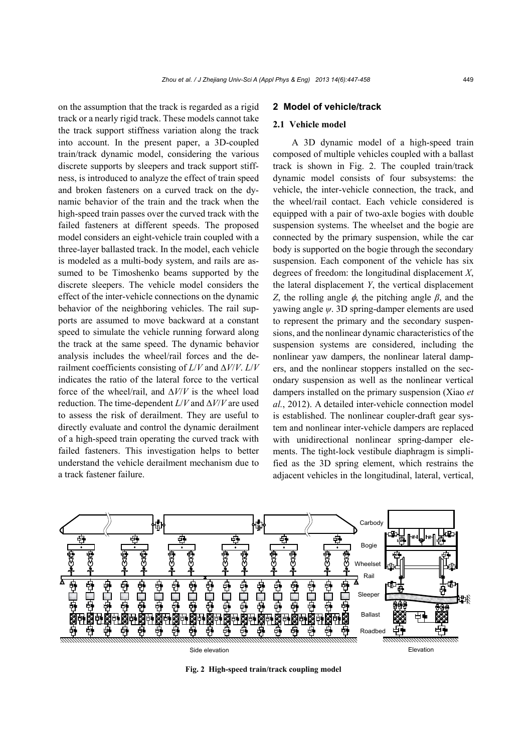on the assumption that the track is regarded as a rigid track or a nearly rigid track. These models cannot take the track support stiffness variation along the track into account. In the present paper, a 3D-coupled train/track dynamic model, considering the various discrete supports by sleepers and track support stiffness, is introduced to analyze the effect of train speed and broken fasteners on a curved track on the dynamic behavior of the train and the track when the high-speed train passes over the curved track with the failed fasteners at different speeds. The proposed model considers an eight-vehicle train coupled with a three-layer ballasted track. In the model, each vehicle is modeled as a multi-body system, and rails are assumed to be Timoshenko beams supported by the discrete sleepers. The vehicle model considers the effect of the inter-vehicle connections on the dynamic behavior of the neighboring vehicles. The rail supports are assumed to move backward at a constant speed to simulate the vehicle running forward along the track at the same speed. The dynamic behavior analysis includes the wheel/rail forces and the derailment coefficients consisting of $L/V$ and $\Delta V/V$. $L/V$ indicates the ratio of the lateral force to the vertical force of the wheel/rail, and $\Delta V/V$ is the wheel load reduction. The time-dependent $L/V$ and $\Delta V/V$ are used to assess the risk of derailment. They are useful to directly evaluate and control the dynamic derailment of a high-speed train operating the curved track with failed fasteners. This investigation helps to better understand the vehicle derailment mechanism due to a track fastener failure.

## 2 Model of vehicle/track

### 2.1 Vehicle model

A 3D dynamic model of a high-speed train composed of multiple vehicles coupled with a ballast track is shown in Fig. 2. The coupled train/track dynamic model consists of four subsystems: the vehicle, the inter-vehicle connection, the track, and the wheel/rail contact. Each vehicle considered is equipped with a pair of two-axle bogies with double suspension systems. The wheelset and the bogie are connected by the primary suspension, while the car body is supported on the bogie through the secondary suspension. Each component of the vehicle has six degrees of freedom: the longitudinal displacement $X$, the lateral displacement $Y$, the vertical displacement $Z$, the rolling angle $\phi$, the pitching angle $\beta$, and the yawing angle $\psi$. 3D spring-damper elements are used to represent the primary and the secondary suspensions, and the nonlinear dynamic characteristics of the suspension systems are considered, including the nonlinear yaw dampers, the nonlinear lateral dampers, and the nonlinear stoppers installed on the secondary suspension as well as the nonlinear vertical dampers installed on the primary suspension (Xiao *et al.*, 2012). A detailed inter-vehicle connection model is established. The nonlinear coupler-draft gear system and nonlinear inter-vehicle dampers are replaced with unidirectional nonlinear spring-damper elements. The tight-lock vestibule diaphragm is simplified as the 3D spring element, which restrains the adjacent vehicles in the longitudinal, lateral, vertical,

**Fig. 2 High-speed train/track coupling model**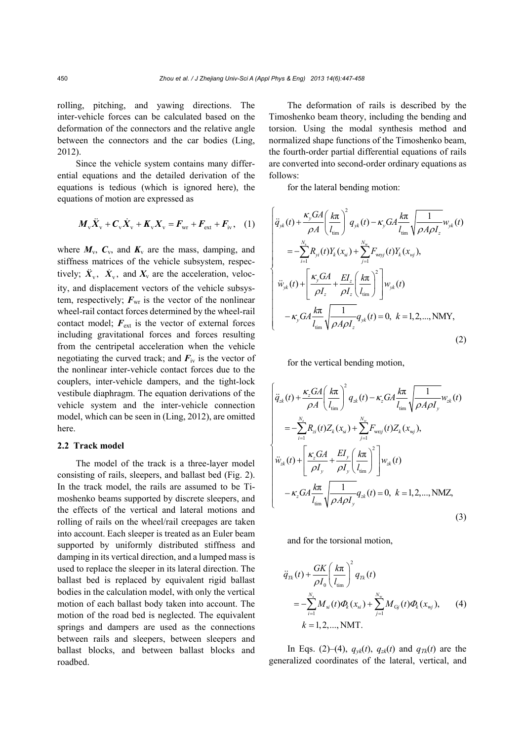rolling, pitching, and yawing directions. The inter-vehicle forces can be calculated based on the deformation of the connectors and the relative angle between the connectors and the car bodies (Ling, 2012).

Since the vehicle system contains many differential equations and the detailed derivation of the equations is tedious (which is ignored here), the equations of motion are expressed as

$$\boldsymbol{M}_{\mathrm{v}}\ddot{\boldsymbol{X}}_{\mathrm{v}}+\boldsymbol{C}_{\mathrm{v}}\dot{\boldsymbol{X}}_{\mathrm{v}}+\boldsymbol{K}_{\mathrm{v}}\boldsymbol{X}_{\mathrm{v}}=\boldsymbol{F}_{\mathrm{wr}}+\boldsymbol{F}_{\mathrm{ext}}+\boldsymbol{F}_{\mathrm{iv}}, \quad (1)$$

where $\boldsymbol{M}_{\mathrm{v}}$, $\boldsymbol{C}_{\mathrm{v}}$, and $\boldsymbol{K}_{\mathrm{v}}$ are the mass, damping, and stiffness matrices of the vehicle subsystem, respectively; $\ddot{\boldsymbol{X}}_{\mathrm{v}}$, $\dot{\boldsymbol{X}}_{\mathrm{v}}$, and $\boldsymbol{X}_{\mathrm{v}}$ are the acceleration, velocity, and displacement vectors of the vehicle subsystem, respectively; $\boldsymbol{F}_{\mathrm{wr}}$ is the vector of the nonlinear wheel-rail contact forces determined by the wheel-rail contact model; $\boldsymbol{F}_{\mathrm{ext}}$ is the vector of external forces including gravitational forces and forces resulting from the centripetal acceleration when the vehicle negotiating the curved track; and $\boldsymbol{F}_{\mathrm{iv}}$ is the vector of the nonlinear inter-vehicle contact forces due to the couplers, inter-vehicle dampers, and the tight-lock vestibule diaphragm. The equation derivations of the vehicle system and the inter-vehicle connection model, which can be seen in (Ling, 2012), are omitted here.

### 2.2 Track model

The model of the track is a three-layer model consisting of rails, sleepers, and ballast bed (Fig. 2). In the track model, the rails are assumed to be Timoshenko beams supported by discrete sleepers, and the effects of the vertical and lateral motions and rolling of rails on the wheel/rail creepages are taken into account. Each sleeper is treated as an Euler beam supported by uniformly distributed stiffness and damping in its vertical direction, and a lumped mass is used to replace the sleeper in its lateral direction. The ballast bed is replaced by equivalent rigid ballast bodies in the calculation model, with only the vertical motion of each ballast body taken into account. The motion of the road bed is neglected. The equivalent springs and dampers are used as the connections between rails and sleepers, between sleepers and ballast blocks, and between ballast blocks and roadbed.

The deformation of rails is described by the Timoshenko beam theory, including the bending and torsion. Using the modal synthesis method and normalized shape functions of the Timoshenko beam, the fourth-order partial differential equations of rails are converted into second-order ordinary equations as follows:

for the lateral bending motion:

$$\begin{cases}\ddot{q}_{yk}(t)+\dfrac{\kappa_y GA}{\rho A}\left(\dfrac{k\pi}{l_{\mathrm{tim}}}\right)^2 q_{yk}(t)-\kappa_y GA\dfrac{k\pi}{l_{\mathrm{tim}}}\sqrt{\dfrac{1}{\rho A\rho I_z}}w_{yk}(t)\\ \quad =-\displaystyle\sum_{i=1}^{N_{\mathrm{s}}}R_{yi}(t)Y_k(x_{\mathrm{s}i})+\sum_{j=1}^{N_{\mathrm{w}}}F_{\mathrm{wr}yj}(t)Y_k(x_{\mathrm{w}j}),\\ \ddot{w}_{yk}(t)+\left[\dfrac{\kappa_y GA}{\rho I_z}+\dfrac{EI_z}{\rho I_z}\left(\dfrac{k\pi}{l_{\mathrm{tim}}}\right)^2\right]w_{yk}(t)\\ \quad -\kappa_y GA\dfrac{k\pi}{l_{\mathrm{tim}}}\sqrt{\dfrac{1}{\rho A\rho I_z}}q_{yk}(t)=0,\ k=1,2,...,\mathrm{NMY},\end{cases} \quad (2)$$

for the vertical bending motion,

$$\begin{cases}\ddot{q}_{zk}(t)+\dfrac{\kappa_z GA}{\rho A}\left(\dfrac{k\pi}{l_{\mathrm{tim}}}\right)^2 q_{zk}(t)-\kappa_z GA\dfrac{k\pi}{l_{\mathrm{tim}}}\sqrt{\dfrac{1}{\rho A\rho I_y}}w_{zk}(t)\\ \quad =-\displaystyle\sum_{i=1}^{N_{\mathrm{s}}}R_{zi}(t)Z_k(x_{\mathrm{s}i})+\sum_{j=1}^{N_{\mathrm{w}}}F_{\mathrm{wr}zj}(t)Z_k(x_{\mathrm{w}j}),\\ \ddot{w}_{zk}(t)+\left[\dfrac{\kappa_z GA}{\rho I_y}+\dfrac{EI_y}{\rho I_y}\left(\dfrac{k\pi}{l_{\mathrm{tim}}}\right)^2\right]w_{zk}(t)\\ \quad -\kappa_z GA\dfrac{k\pi}{l_{\mathrm{tim}}}\sqrt{\dfrac{1}{\rho A\rho I_y}}q_{zk}(t)=0,\ k=1,2,...,\mathrm{NMZ},\end{cases} \quad (3)$$

and for the torsional motion,

$$\begin{aligned}&\ddot{q}_{Tk}(t)+\frac{GK}{\rho I_0}\left(\frac{k\pi}{l_{\mathrm{tim}}}\right)^2 q_{Tk}(t)\\ &\quad =-\sum_{i=1}^{N_{\mathrm{s}}}M_{\mathrm{s}i}(t)\Phi_k(x_{\mathrm{s}i})+\sum_{j=1}^{N_{\mathrm{w}}}M_{\mathrm{G}j}(t)\Phi_k(x_{\mathrm{w}j}),\\ &k=1,2,...,\mathrm{NMT}.\end{aligned} \quad (4)$$

In Eqs. (2)–(4), $q_{yk}(t)$, $q_{zk}(t)$ and $q_{Tk}(t)$ are the generalized coordinates of the lateral, vertical, and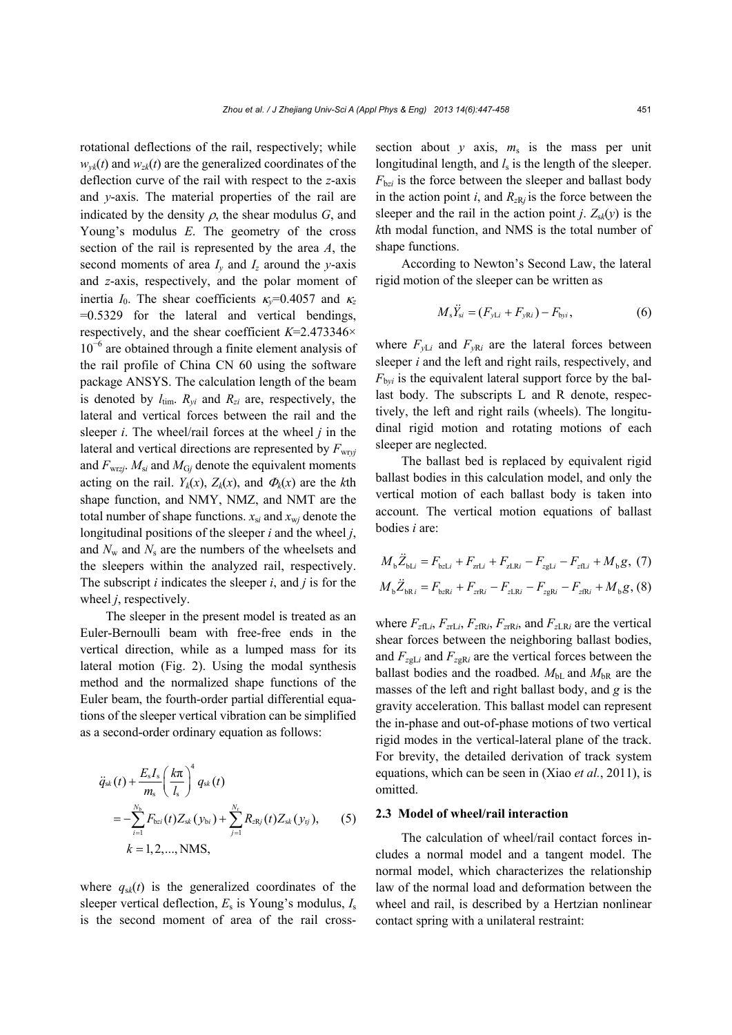rotational deflections of the rail, respectively; while $w_{yk}(t)$ and $w_{zk}(t)$ are the generalized coordinates of the deflection curve of the rail with respect to the $z$-axis and $y$-axis. The material properties of the rail are indicated by the density $\rho$, the shear modulus $G$, and Young's modulus $E$. The geometry of the cross section of the rail is represented by the area $A$, the second moments of area $I_y$ and $I_z$ around the $y$-axis and $z$-axis, respectively, and the polar moment of inertia $I_0$. The shear coefficients $\kappa_y$=0.4057 and $\kappa_z$ =0.5329 for the lateral and vertical bendings, respectively, and the shear coefficient $K$=2.473346× $10^{-6}$ are obtained through a finite element analysis of the rail profile of China CN 60 using the software package ANSYS. The calculation length of the beam is denoted by $l_{\text{tim}}$. $R_{yi}$ and $R_{zi}$ are, respectively, the lateral and vertical forces between the rail and the sleeper $i$. The wheel/rail forces at the wheel $j$ in the lateral and vertical directions are represented by $F_{\text{wr}yj}$ and $F_{\text{wr}zj}$. $M_{si}$ and $M_{Gj}$ denote the equivalent moments acting on the rail. $Y_k(x)$, $Z_k(x)$, and $\Phi_k(x)$ are the $k$th shape function, and NMY, NMZ, and NMT are the total number of shape functions. $x_{si}$ and $x_{wj}$ denote the longitudinal positions of the sleeper $i$ and the wheel $j$, and $N_w$ and $N_s$ are the numbers of the wheelsets and the sleepers within the analyzed rail, respectively. The subscript $i$ indicates the sleeper $i$, and $j$ is for the wheel $j$, respectively.

The sleeper in the present model is treated as an Euler-Bernoulli beam with free-free ends in the vertical direction, while as a lumped mass for its lateral motion (Fig. 2). Using the modal synthesis method and the normalized shape functions of the Euler beam, the fourth-order partial differential equations of the sleeper vertical vibration can be simplified as a second-order ordinary equation as follows:

$$\ddot{q}_{sk}(t) + \frac{E_s I_s}{m_s}\left(\frac{k\pi}{l_s}\right)^4 q_{sk}(t) = -\sum_{i=1}^{N_b} F_{bzi}(t) Z_{sk}(y_{bi}) + \sum_{j=1}^{N_r} R_{zRj}(t) Z_{sk}(y_{rj}), \quad k = 1,2,\ldots,\text{NMS}, \tag{5}$$

where $q_{sk}(t)$ is the generalized coordinates of the sleeper vertical deflection, $E_s$ is Young's modulus, $I_s$ is the second moment of area of the rail cross-section about $y$ axis, $m_s$ is the mass per unit longitudinal length, and $l_s$ is the length of the sleeper. $F_{bzi}$ is the force between the sleeper and ballast body in the action point $i$, and $R_{zRj}$ is the force between the sleeper and the rail in the action point $j$. $Z_{sk}(y)$ is the $k$th modal function, and NMS is the total number of shape functions.

According to Newton's Second Law, the lateral rigid motion of the sleeper can be written as

$$M_s \ddot{Y}_{si} = (F_{yLi} + F_{yRi}) - F_{byi}, \tag{6}$$

where $F_{yLi}$ and $F_{yRi}$ are the lateral forces between sleeper $i$ and the left and right rails, respectively, and $F_{byi}$ is the equivalent lateral support force by the ballast body. The subscripts L and R denote, respectively, the left and right rails (wheels). The longitudinal rigid motion and rotating motions of each sleeper are neglected.

The ballast bed is replaced by equivalent rigid ballast bodies in this calculation model, and only the vertical motion of each ballast body is taken into account. The vertical motion equations of ballast bodies $i$ are:

$$M_b \ddot{Z}_{bLi} = F_{bzLi} + F_{zrLi} + F_{zLRi} - F_{zgLi} - F_{zfLi} + M_b g, \tag{7}$$

$$M_b \ddot{Z}_{bRi} = F_{bzRi} + F_{zrRi} - F_{zLRi} - F_{zgRi} - F_{zfRi} + M_b g, \tag{8}$$

where $F_{zfLi}$, $F_{zrLi}$, $F_{zfRi}$, $F_{zrRi}$, and $F_{zLRi}$ are the vertical shear forces between the neighboring ballast bodies, and $F_{zgLi}$ and $F_{zgRi}$ are the vertical forces between the ballast bodies and the roadbed. $M_{bL}$ and $M_{bR}$ are the masses of the left and right ballast body, and $g$ is the gravity acceleration. This ballast model can represent the in-phase and out-of-phase motions of two vertical rigid modes in the vertical-lateral plane of the track. For brevity, the detailed derivation of track system equations, which can be seen in (Xiao *et al.*, 2011), is omitted.

### 2.3 Model of wheel/rail interaction

The calculation of wheel/rail contact forces includes a normal model and a tangent model. The normal model, which characterizes the relationship law of the normal load and deformation between the wheel and rail, is described by a Hertzian nonlinear contact spring with a unilateral restraint: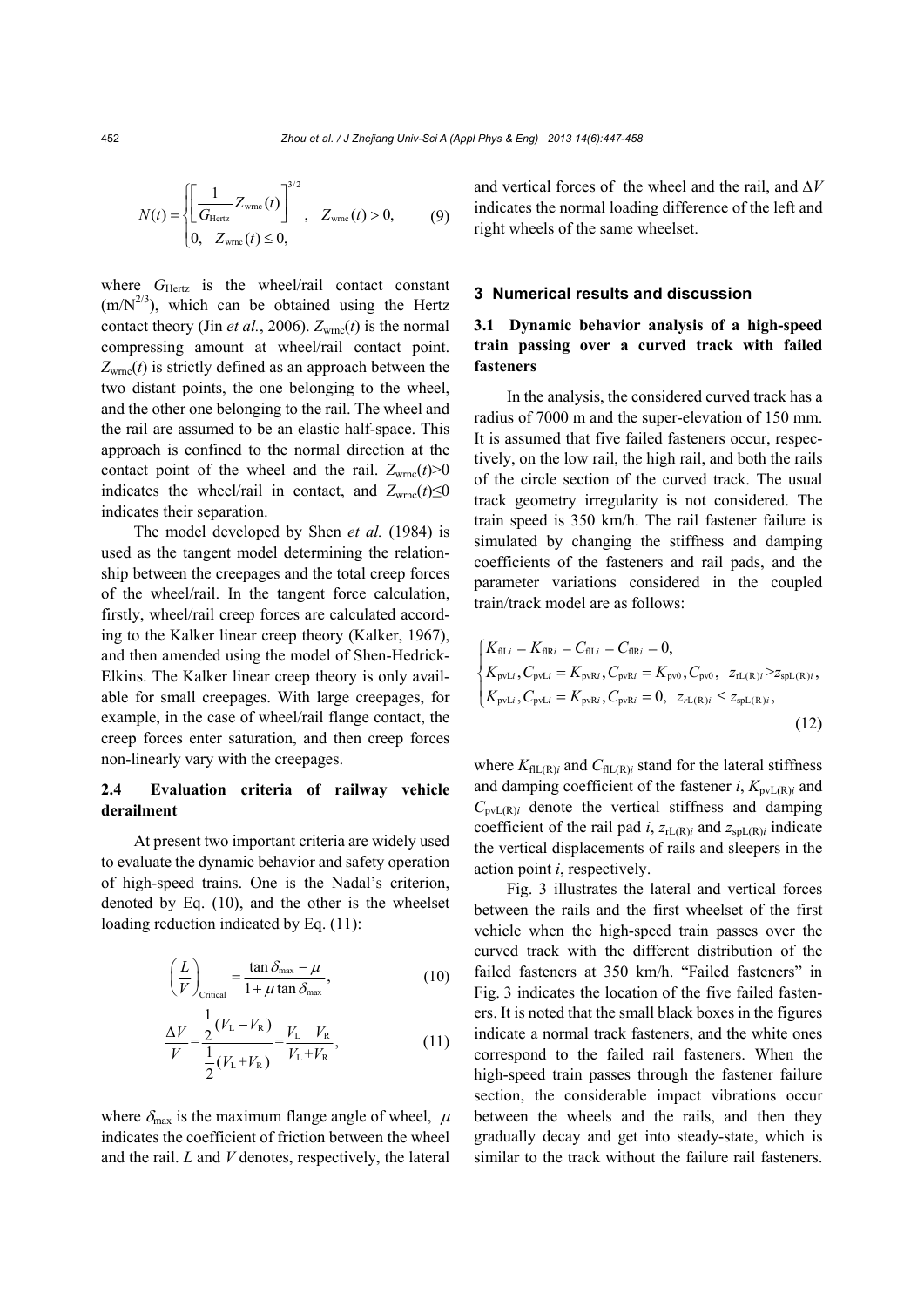$$N(t)=\begin{cases}\left[\dfrac{1}{G_{\text{Hertz}}}Z_{\text{wrnc}}(t)\right]^{3/2}, & Z_{\text{wrnc}}(t)>0,\\ 0, \quad Z_{\text{wrnc}}(t)\le 0,\end{cases} \tag{9}$$

where $G_{\text{Hertz}}$ is the wheel/rail contact constant (m/N$^{2/3}$), which can be obtained using the Hertz contact theory (Jin *et al.*, 2006). $Z_{\text{wrnc}}(t)$ is the normal compressing amount at wheel/rail contact point. $Z_{\text{wrnc}}(t)$ is strictly defined as an approach between the two distant points, the one belonging to the wheel, and the other one belonging to the rail. The wheel and the rail are assumed to be an elastic half-space. This approach is confined to the normal direction at the contact point of the wheel and the rail. $Z_{\text{wrnc}}(t)>0$ indicates the wheel/rail in contact, and $Z_{\text{wrnc}}(t)\le 0$ indicates their separation.

The model developed by Shen *et al.* (1984) is used as the tangent model determining the relationship between the creepages and the total creep forces of the wheel/rail. In the tangent force calculation, firstly, wheel/rail creep forces are calculated according to the Kalker linear creep theory (Kalker, 1967), and then amended using the model of Shen-Hedrick-Elkins. The Kalker linear creep theory is only available for small creepages. With large creepages, for example, in the case of wheel/rail flange contact, the creep forces enter saturation, and then creep forces non-linearly vary with the creepages.

### 2.4 Evaluation criteria of railway vehicle derailment

At present two important criteria are widely used to evaluate the dynamic behavior and safety operation of high-speed trains. One is the Nadal's criterion, denoted by Eq. (10), and the other is the wheelset loading reduction indicated by Eq. (11):

$$\left(\frac{L}{V}\right)_{\text{Critical}}=\frac{\tan\delta_{\max}-\mu}{1+\mu\tan\delta_{\max}}, \tag{10}$$

$$\frac{\Delta V}{V}=\frac{\frac{1}{2}(V_{\text{L}}-V_{\text{R}})}{\frac{1}{2}(V_{\text{L}}+V_{\text{R}})}=\frac{V_{\text{L}}-V_{\text{R}}}{V_{\text{L}}+V_{\text{R}}}, \tag{11}$$

where $\delta_{\max}$ is the maximum flange angle of wheel, $\mu$ indicates the coefficient of friction between the wheel and the rail. $L$ and $V$ denotes, respectively, the lateral and vertical forces of the wheel and the rail, and $\Delta V$ indicates the normal loading difference of the left and right wheels of the same wheelset.

## 3 Numerical results and discussion

### 3.1 Dynamic behavior analysis of a high-speed train passing over a curved track with failed fasteners

In the analysis, the considered curved track has a radius of 7000 m and the super-elevation of 150 mm. It is assumed that five failed fasteners occur, respectively, on the low rail, the high rail, and both the rails of the circle section of the curved track. The usual track geometry irregularity is not considered. The train speed is 350 km/h. The rail fastener failure is simulated by changing the stiffness and damping coefficients of the fasteners and rail pads, and the parameter variations considered in the coupled train/track model are as follows:

$$\begin{cases}K_{\text{flL}i}=K_{\text{flR}i}=C_{\text{flL}i}=C_{\text{flR}i}=0,\\ K_{\text{pvL}i},C_{\text{pvL}i}=K_{\text{pvR}i},C_{\text{pvR}i}=K_{\text{pv0}},C_{\text{pv0}},\ \ z_{\text{rL(R)}i}>z_{\text{spL(R)}i},\\ K_{\text{pvL}i},C_{\text{pvL}i}=K_{\text{pvR}i},C_{\text{pvR}i}=0,\ \ z_{\text{rL(R)}i}\le z_{\text{spL(R)}i},\end{cases} \tag{12}$$

where $K_{\text{flL(R)}i}$ and $C_{\text{flL(R)}i}$ stand for the lateral stiffness and damping coefficient of the fastener $i$, $K_{\text{pvL(R)}i}$ and $C_{\text{pvL(R)}i}$ denote the vertical stiffness and damping coefficient of the rail pad $i$, $z_{\text{rL(R)}i}$ and $z_{\text{spL(R)}i}$ indicate the vertical displacements of rails and sleepers in the action point $i$, respectively.

Fig. 3 illustrates the lateral and vertical forces between the rails and the first wheelset of the first vehicle when the high-speed train passes over the curved track with the different distribution of the failed fasteners at 350 km/h. "Failed fasteners" in Fig. 3 indicates the location of the five failed fasteners. It is noted that the small black boxes in the figures indicate a normal track fasteners, and the white ones correspond to the failed rail fasteners. When the high-speed train passes through the fastener failure section, the considerable impact vibrations occur between the wheels and the rails, and then they gradually decay and get into steady-state, which is similar to the track without the failure rail fasteners.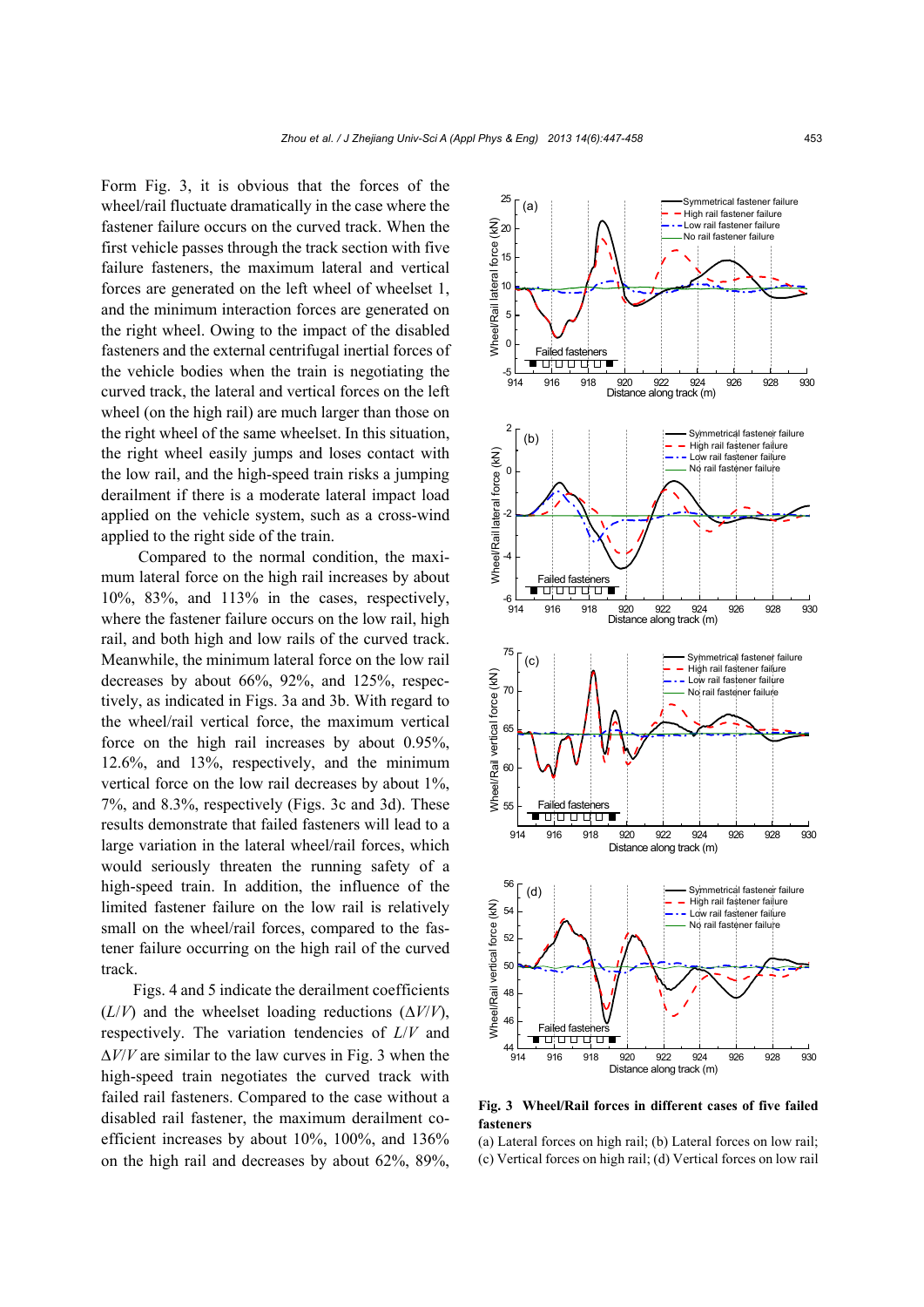Form Fig. 3, it is obvious that the forces of the wheel/rail fluctuate dramatically in the case where the fastener failure occurs on the curved track. When the first vehicle passes through the track section with five failure fasteners, the maximum lateral and vertical forces are generated on the left wheel of wheelset 1, and the minimum interaction forces are generated on the right wheel. Owing to the impact of the disabled fasteners and the external centrifugal inertial forces of the vehicle bodies when the train is negotiating the curved track, the lateral and vertical forces on the left wheel (on the high rail) are much larger than those on the right wheel of the same wheelset. In this situation, the right wheel easily jumps and loses contact with the low rail, and the high-speed train risks a jumping derailment if there is a moderate lateral impact load applied on the vehicle system, such as a cross-wind applied to the right side of the train.

Compared to the normal condition, the maximum lateral force on the high rail increases by about 10%, 83%, and 113% in the cases, respectively, where the fastener failure occurs on the low rail, high rail, and both high and low rails of the curved track. Meanwhile, the minimum lateral force on the low rail decreases by about 66%, 92%, and 125%, respectively, as indicated in Figs. 3a and 3b. With regard to the wheel/rail vertical force, the maximum vertical force on the high rail increases by about 0.95%, 12.6%, and 13%, respectively, and the minimum vertical force on the low rail decreases by about 1%, 7%, and 8.3%, respectively (Figs. 3c and 3d). These results demonstrate that failed fasteners will lead to a large variation in the lateral wheel/rail forces, which would seriously threaten the running safety of a high-speed train. In addition, the influence of the limited fastener failure on the low rail is relatively small on the wheel/rail forces, compared to the fastener failure occurring on the high rail of the curved track.

Figs. 4 and 5 indicate the derailment coefficients ($L/V$) and the wheelset loading reductions ($\Delta V/V$), respectively. The variation tendencies of $L/V$ and $\Delta V/V$ are similar to the law curves in Fig. 3 when the high-speed train negotiates the curved track with failed rail fasteners. Compared to the case without a disabled rail fastener, the maximum derailment coefficient increases by about 10%, 100%, and 136% on the high rail and decreases by about 62%, 89%,

**Fig. 3 Wheel/Rail forces in different cases of five failed fasteners**

(a) Lateral forces on high rail; (b) Lateral forces on low rail; (c) Vertical forces on high rail; (d) Vertical forces on low rail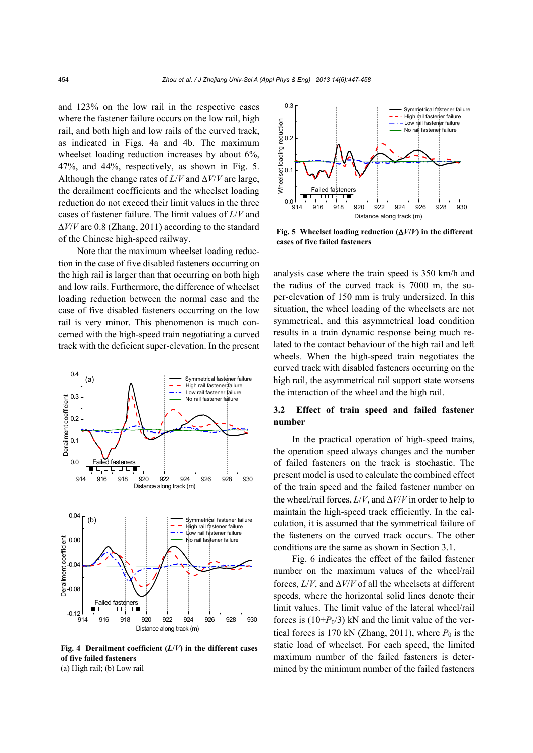and 123% on the low rail in the respective cases where the fastener failure occurs on the low rail, high rail, and both high and low rails of the curved track, as indicated in Figs. 4a and 4b. The maximum wheelset loading reduction increases by about 6%, 47%, and 44%, respectively, as shown in Fig. 5. Although the change rates of $L/V$ and $\Delta V/V$ are large, the derailment coefficients and the wheelset loading reduction do not exceed their limit values in the three cases of fastener failure. The limit values of $L/V$ and $\Delta V/V$ are 0.8 (Zhang, 2011) according to the standard of the Chinese high-speed railway.

Note that the maximum wheelset loading reduction in the case of five disabled fasteners occurring on the high rail is larger than that occurring on both high and low rails. Furthermore, the difference of wheelset loading reduction between the normal case and the case of five disabled fasteners occurring on the low rail is very minor. This phenomenon is much concerned with the high-speed train negotiating a curved track with the deficient super-elevation. In the present analysis case where the train speed is 350 km/h and the radius of the curved track is 7000 m, the super-elevation of 150 mm is truly undersized. In this situation, the wheel loading of the wheelsets are not symmetrical, and this asymmetrical load condition results in a train dynamic response being much related to the contact behaviour of the high rail and left wheels. When the high-speed train negotiates the curved track with disabled fasteners occurring on the high rail, the asymmetrical rail support state worsens the interaction of the wheel and the high rail.

**Fig. 4 Derailment coefficient ($L/V$) in the different cases of five failed fasteners**
(a) High rail; (b) Low rail

**Fig. 5 Wheelset loading reduction ($\Delta V/V$) in the different cases of five failed fasteners**

## 3.2 Effect of train speed and failed fastener number

In the practical operation of high-speed trains, the operation speed always changes and the number of failed fasteners on the track is stochastic. The present model is used to calculate the combined effect of the train speed and the failed fastener number on the wheel/rail forces, $L/V$, and $\Delta V/V$ in order to help to maintain the high-speed track efficiently. In the calculation, it is assumed that the symmetrical failure of the fasteners on the curved track occurs. The other conditions are the same as shown in Section 3.1.

Fig. 6 indicates the effect of the failed fastener number on the maximum values of the wheel/rail forces, $L/V$, and $\Delta V/V$ of all the wheelsets at different speeds, where the horizontal solid lines denote their limit values. The limit value of the lateral wheel/rail forces is $(10+P_0/3)$ kN and the limit value of the vertical forces is 170 kN (Zhang, 2011), where $P_0$ is the static load of wheelset. For each speed, the limited maximum number of the failed fasteners is determined by the minimum number of the failed fasteners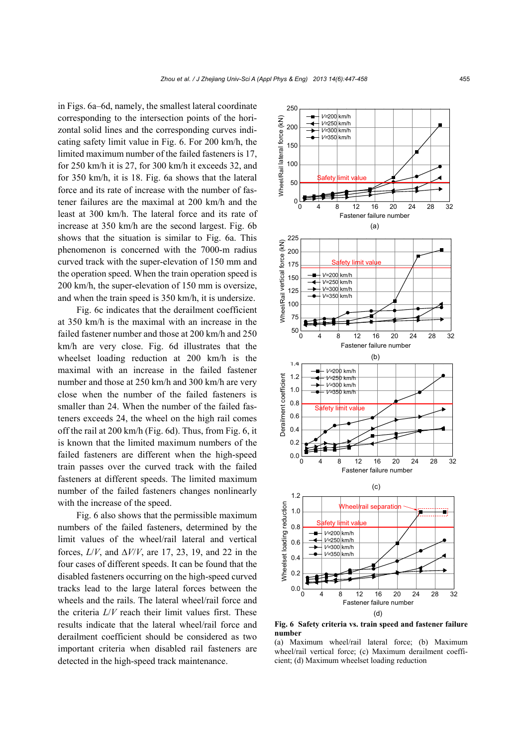in Figs. 6a–6d, namely, the smallest lateral coordinate corresponding to the intersection points of the horizontal solid lines and the corresponding curves indicating safety limit value in Fig. 6. For 200 km/h, the limited maximum number of the failed fasteners is 17, for 250 km/h it is 27, for 300 km/h it exceeds 32, and for 350 km/h, it is 18. Fig. 6a shows that the lateral force and its rate of increase with the number of fastener failures are the maximal at 200 km/h and the least at 300 km/h. The lateral force and its rate of increase at 350 km/h are the second largest. Fig. 6b shows that the situation is similar to Fig. 6a. This phenomenon is concerned with the 7000-m radius curved track with the super-elevation of 150 mm and the operation speed. When the train operation speed is 200 km/h, the super-elevation of 150 mm is oversize, and when the train speed is 350 km/h, it is undersize.

Fig. 6c indicates that the derailment coefficient at 350 km/h is the maximal with an increase in the failed fastener number and those at 200 km/h and 250 km/h are very close. Fig. 6d illustrates that the wheelset loading reduction at 200 km/h is the maximal with an increase in the failed fastener number and those at 250 km/h and 300 km/h are very close when the number of the failed fasteners is smaller than 24. When the number of the failed fasteners exceeds 24, the wheel on the high rail comes off the rail at 200 km/h (Fig. 6d). Thus, from Fig. 6, it is known that the limited maximum numbers of the failed fasteners are different when the high-speed train passes over the curved track with the failed fasteners at different speeds. The limited maximum number of the failed fasteners changes nonlinearly with the increase of the speed.

Fig. 6 also shows that the permissible maximum numbers of the failed fasteners, determined by the limit values of the wheel/rail lateral and vertical forces, $L/V$, and $\Delta V/V$, are 17, 23, 19, and 22 in the four cases of different speeds. It can be found that the disabled fasteners occurring on the high-speed curved tracks lead to the large lateral forces between the wheels and the rails. The lateral wheel/rail force and the criteria $L/V$ reach their limit values first. These results indicate that the lateral wheel/rail force and derailment coefficient should be considered as two important criteria when disabled rail fasteners are detected in the high-speed track maintenance.

**Fig. 6 Safety criteria vs. train speed and fastener failure number**

(a) Maximum wheel/rail lateral force; (b) Maximum wheel/rail vertical force; (c) Maximum derailment coefficient; (d) Maximum wheelset loading reduction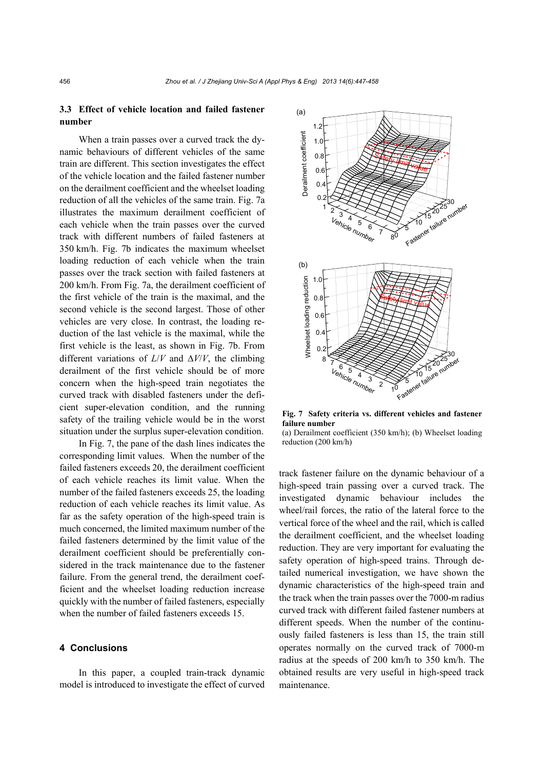### 3.3 Effect of vehicle location and failed fastener number

When a train passes over a curved track the dynamic behaviours of different vehicles of the same train are different. This section investigates the effect of the vehicle location and the failed fastener number on the derailment coefficient and the wheelset loading reduction of all the vehicles of the same train. Fig. 7a illustrates the maximum derailment coefficient of each vehicle when the train passes over the curved track with different numbers of failed fasteners at 350 km/h. Fig. 7b indicates the maximum wheelset loading reduction of each vehicle when the train passes over the track section with failed fasteners at 200 km/h. From Fig. 7a, the derailment coefficient of the first vehicle of the train is the maximal, and the second vehicle is the second largest. Those of other vehicles are very close. In contrast, the loading reduction of the last vehicle is the maximal, while the first vehicle is the least, as shown in Fig. 7b. From different variations of $L/V$ and $\Delta V/V$, the climbing derailment of the first vehicle should be of more concern when the high-speed train negotiates the curved track with disabled fasteners under the deficient super-elevation condition, and the running safety of the trailing vehicle would be in the worst situation under the surplus super-elevation condition.

In Fig. 7, the pane of the dash lines indicates the corresponding limit values. When the number of the failed fasteners exceeds 20, the derailment coefficient of each vehicle reaches its limit value. When the number of the failed fasteners exceeds 25, the loading reduction of each vehicle reaches its limit value. As far as the safety operation of the high-speed train is much concerned, the limited maximum number of the failed fasteners determined by the limit value of the derailment coefficient should be preferentially considered in the track maintenance due to the fastener failure. From the general trend, the derailment coefficient and the wheelset loading reduction increase quickly with the number of failed fasteners, especially when the number of failed fasteners exceeds 15.

**Fig. 7 Safety criteria vs. different vehicles and fastener failure number**
(a) Derailment coefficient (350 km/h); (b) Wheelset loading reduction (200 km/h)

## 4 Conclusions

In this paper, a coupled train-track dynamic model is introduced to investigate the effect of curved track fastener failure on the dynamic behaviour of a high-speed train passing over a curved track. The investigated dynamic behaviour includes the wheel/rail forces, the ratio of the lateral force to the vertical force of the wheel and the rail, which is called the derailment coefficient, and the wheelset loading reduction. They are very important for evaluating the safety operation of high-speed trains. Through detailed numerical investigation, we have shown the dynamic characteristics of the high-speed train and the track when the train passes over the 7000-m radius curved track with different failed fastener numbers at different speeds. When the number of the continuously failed fasteners is less than 15, the train still operates normally on the curved track of 7000-m radius at the speeds of 200 km/h to 350 km/h. The obtained results are very useful in high-speed track maintenance.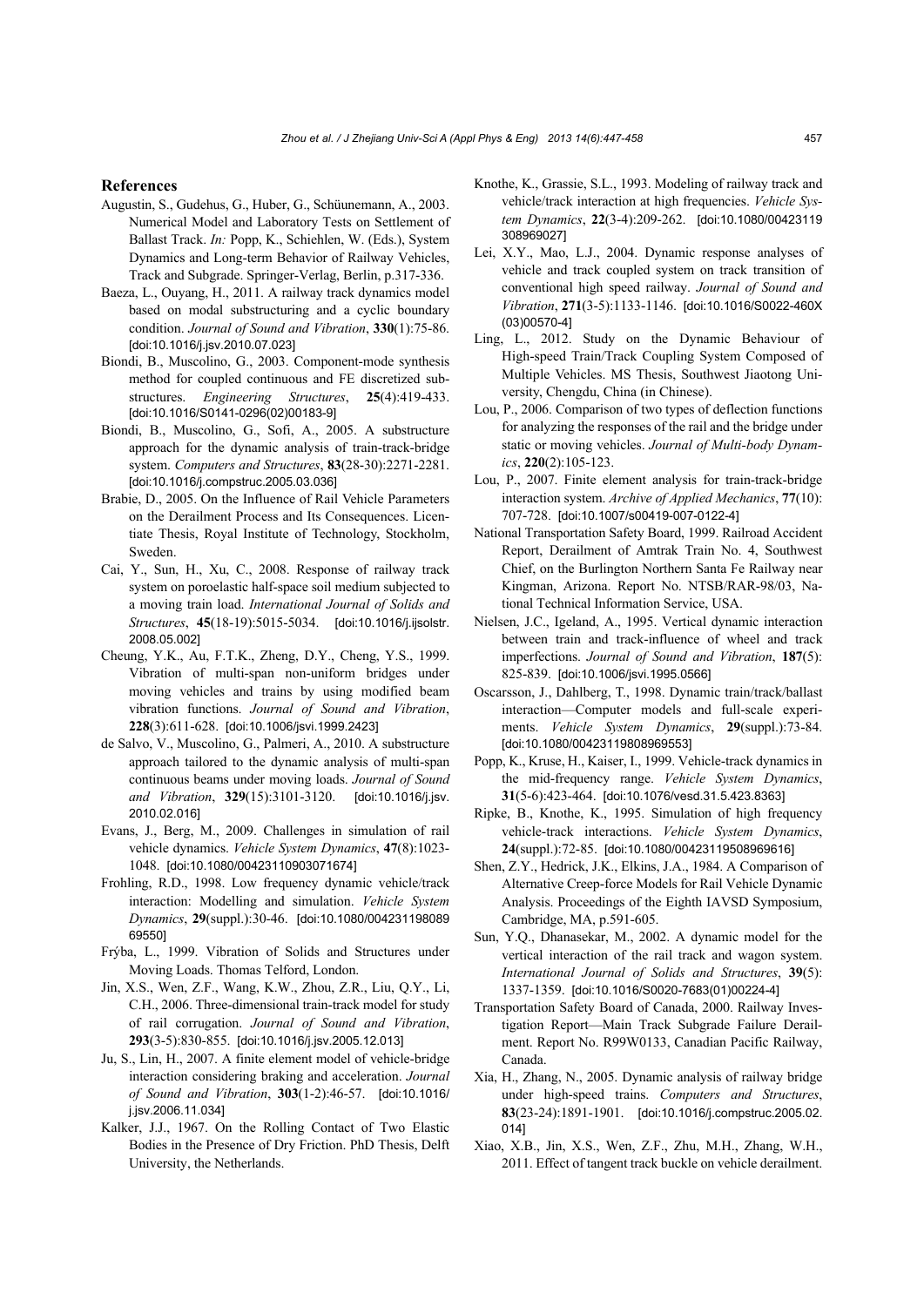## References

Augustin, S., Gudehus, G., Huber, G., Schüunemann, A., 2003. Numerical Model and Laboratory Tests on Settlement of Ballast Track. *In:* Popp, K., Schiehlen, W. (Eds.), System Dynamics and Long-term Behavior of Railway Vehicles, Track and Subgrade. Springer-Verlag, Berlin, p.317-336.

Baeza, L., Ouyang, H., 2011. A railway track dynamics model based on modal substructuring and a cyclic boundary condition. *Journal of Sound and Vibration*, **330**(1):75-86. [doi:10.1016/j.jsv.2010.07.023]

Biondi, B., Muscolino, G., 2003. Component-mode synthesis method for coupled continuous and FE discretized substructures. *Engineering Structures*, **25**(4):419-433. [doi:10.1016/S0141-0296(02)00183-9]

Biondi, B., Muscolino, G., Sofi, A., 2005. A substructure approach for the dynamic analysis of train-track-bridge system. *Computers and Structures*, **83**(28-30):2271-2281. [doi:10.1016/j.compstruc.2005.03.036]

Brabie, D., 2005. On the Influence of Rail Vehicle Parameters on the Derailment Process and Its Consequences. Licentiate Thesis, Royal Institute of Technology, Stockholm, Sweden.

Cai, Y., Sun, H., Xu, C., 2008. Response of railway track system on poroelastic half-space soil medium subjected to a moving train load. *International Journal of Solids and Structures*, **45**(18-19):5015-5034. [doi:10.1016/j.ijsolstr.2008.05.002]

Cheung, Y.K., Au, F.T.K., Zheng, D.Y., Cheng, Y.S., 1999. Vibration of multi-span non-uniform bridges under moving vehicles and trains by using modified beam vibration functions. *Journal of Sound and Vibration*, **228**(3):611-628. [doi:10.1006/jsvi.1999.2423]

de Salvo, V., Muscolino, G., Palmeri, A., 2010. A substructure approach tailored to the dynamic analysis of multi-span continuous beams under moving loads. *Journal of Sound and Vibration*, **329**(15):3101-3120. [doi:10.1016/j.jsv.2010.02.016]

Evans, J., Berg, M., 2009. Challenges in simulation of rail vehicle dynamics. *Vehicle System Dynamics*, **47**(8):1023-1048. [doi:10.1080/00423110903071674]

Frohling, R.D., 1998. Low frequency dynamic vehicle/track interaction: Modelling and simulation. *Vehicle System Dynamics*, **29**(suppl.):30-46. [doi:10.1080/00423119808969550]

Frýba, L., 1999. Vibration of Solids and Structures under Moving Loads. Thomas Telford, London.

Jin, X.S., Wen, Z.F., Wang, K.W., Zhou, Z.R., Liu, Q.Y., Li, C.H., 2006. Three-dimensional train-track model for study of rail corrugation. *Journal of Sound and Vibration*, **293**(3-5):830-855. [doi:10.1016/j.jsv.2005.12.013]

Ju, S., Lin, H., 2007. A finite element model of vehicle-bridge interaction considering braking and acceleration. *Journal of Sound and Vibration*, **303**(1-2):46-57. [doi:10.1016/j.jsv.2006.11.034]

Kalker, J.J., 1967. On the Rolling Contact of Two Elastic Bodies in the Presence of Dry Friction. PhD Thesis, Delft University, the Netherlands.

Knothe, K., Grassie, S.L., 1993. Modeling of railway track and vehicle/track interaction at high frequencies. *Vehicle System Dynamics*, **22**(3-4):209-262. [doi:10.1080/00423119308969027]

Lei, X.Y., Mao, L.J., 2004. Dynamic response analyses of vehicle and track coupled system on track transition of conventional high speed railway. *Journal of Sound and Vibration*, **271**(3-5):1133-1146. [doi:10.1016/S0022-460X(03)00570-4]

Ling, L., 2012. Study on the Dynamic Behaviour of High-speed Train/Track Coupling System Composed of Multiple Vehicles. MS Thesis, Southwest Jiaotong University, Chengdu, China (in Chinese).

Lou, P., 2006. Comparison of two types of deflection functions for analyzing the responses of the rail and the bridge under static or moving vehicles. *Journal of Multi-body Dynamics*, **220**(2):105-123.

Lou, P., 2007. Finite element analysis for train-track-bridge interaction system. *Archive of Applied Mechanics*, **77**(10):707-728. [doi:10.1007/s00419-007-0122-4]

National Transportation Safety Board, 1999. Railroad Accident Report, Derailment of Amtrak Train No. 4, Southwest Chief, on the Burlington Northern Santa Fe Railway near Kingman, Arizona. Report No. NTSB/RAR-98/03, National Technical Information Service, USA.

Nielsen, J.C., Igeland, A., 1995. Vertical dynamic interaction between train and track-influence of wheel and track imperfections. *Journal of Sound and Vibration*, **187**(5):825-839. [doi:10.1006/jsvi.1995.0566]

Oscarsson, J., Dahlberg, T., 1998. Dynamic train/track/ballast interaction—Computer models and full-scale experiments. *Vehicle System Dynamics*, **29**(suppl.):73-84. [doi:10.1080/00423119808969553]

Popp, K., Kruse, H., Kaiser, I., 1999. Vehicle-track dynamics in the mid-frequency range. *Vehicle System Dynamics*, **31**(5-6):423-464. [doi:10.1076/vesd.31.5.423.8363]

Ripke, B., Knothe, K., 1995. Simulation of high frequency vehicle-track interactions. *Vehicle System Dynamics*, **24**(suppl.):72-85. [doi:10.1080/00423119508969616]

Shen, Z.Y., Hedrick, J.K., Elkins, J.A., 1984. A Comparison of Alternative Creep-force Models for Rail Vehicle Dynamic Analysis. Proceedings of the Eighth IAVSD Symposium, Cambridge, MA, p.591-605.

Sun, Y.Q., Dhanasekar, M., 2002. A dynamic model for the vertical interaction of the rail track and wagon system. *International Journal of Solids and Structures*, **39**(5):1337-1359. [doi:10.1016/S0020-7683(01)00224-4]

Transportation Safety Board of Canada, 2000. Railway Investigation Report—Main Track Subgrade Failure Derailment. Report No. R99W0133, Canadian Pacific Railway, Canada.

Xia, H., Zhang, N., 2005. Dynamic analysis of railway bridge under high-speed trains. *Computers and Structures*, **83**(23-24):1891-1901. [doi:10.1016/j.compstruc.2005.02.014]

Xiao, X.B., Jin, X.S., Wen, Z.F., Zhu, M.H., Zhang, W.H., 2011. Effect of tangent track buckle on vehicle derailment.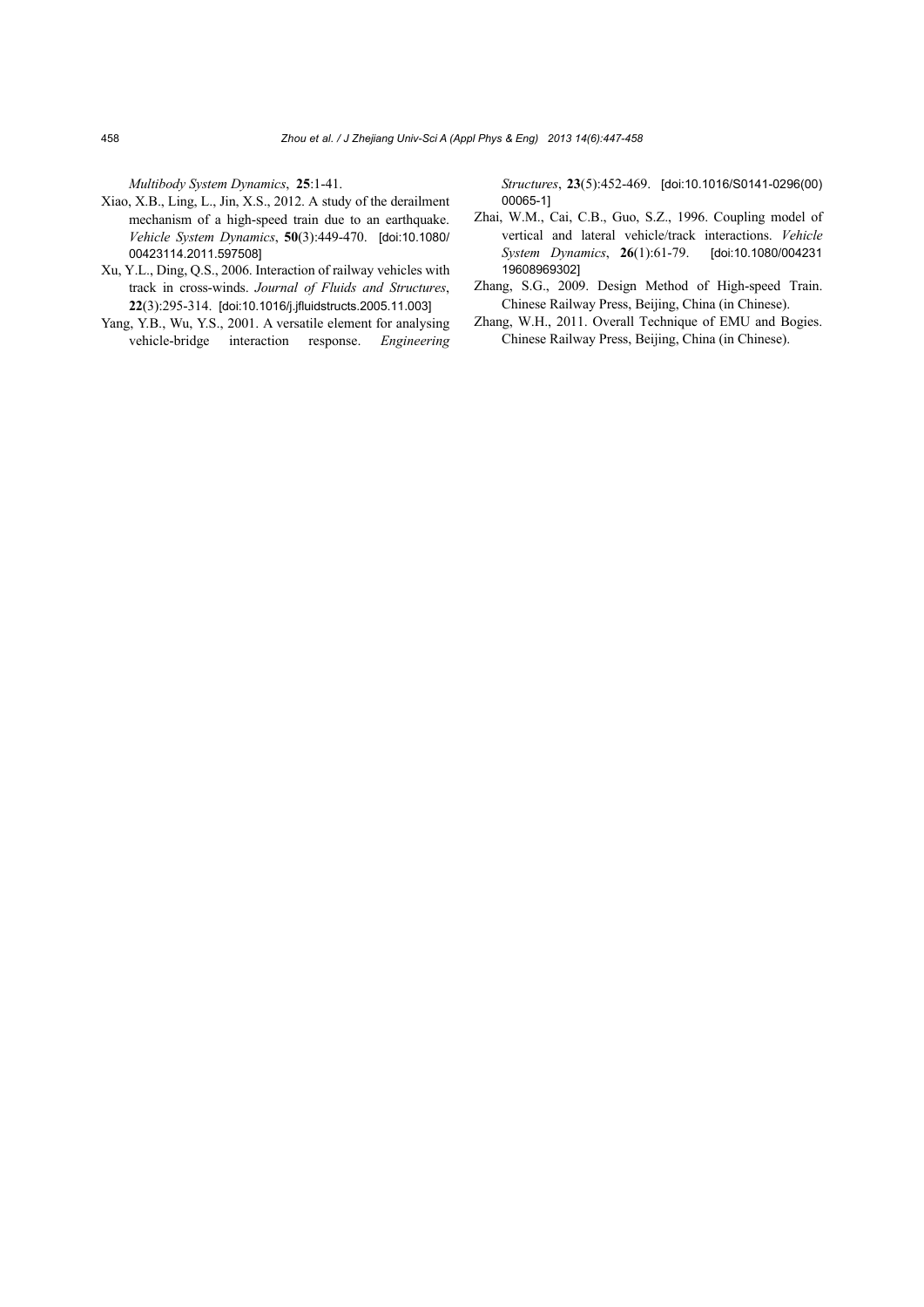*Multibody System Dynamics*, **25**:1-41.

Xiao, X.B., Ling, L., Jin, X.S., 2012. A study of the derailment mechanism of a high-speed train due to an earthquake. *Vehicle System Dynamics*, **50**(3):449-470. [doi:10.1080/00423114.2011.597508]

Xu, Y.L., Ding, Q.S., 2006. Interaction of railway vehicles with track in cross-winds. *Journal of Fluids and Structures*, **22**(3):295-314. [doi:10.1016/j.jfluidstructs.2005.11.003]

Yang, Y.B., Wu, Y.S., 2001. A versatile element for analysing vehicle-bridge interaction response. *Engineering Structures*, **23**(5):452-469. [doi:10.1016/S0141-0296(00)00065-1]

Zhai, W.M., Cai, C.B., Guo, S.Z., 1996. Coupling model of vertical and lateral vehicle/track interactions. *Vehicle System Dynamics*, **26**(1):61-79. [doi:10.1080/00423119608969302]

Zhang, S.G., 2009. Design Method of High-speed Train. Chinese Railway Press, Beijing, China (in Chinese).

Zhang, W.H., 2011. Overall Technique of EMU and Bogies. Chinese Railway Press, Beijing, China (in Chinese).